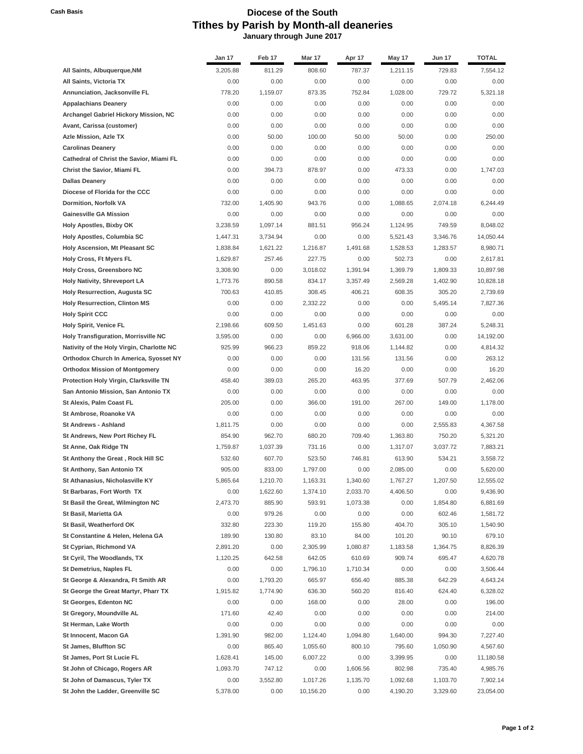Cash Basis

# Diocese of the South
## Tithes by Parish by Month-all deaneries
### January through June 2017

| | Jan 17 | Feb 17 | Mar 17 | Apr 17 | May 17 | Jun 17 | TOTAL |
|---|---|---|---|---|---|---|---|
| **All Saints, Albuquerque,NM** | 3,205.88 | 811.29 | 808.60 | 787.37 | 1,211.15 | 729.83 | 7,554.12 |
| **All Saints, Victoria TX** | 0.00 | 0.00 | 0.00 | 0.00 | 0.00 | 0.00 | 0.00 |
| **Annunciation, Jacksonville FL** | 778.20 | 1,159.07 | 873.35 | 752.84 | 1,028.00 | 729.72 | 5,321.18 |
| **Appalachians Deanery** | 0.00 | 0.00 | 0.00 | 0.00 | 0.00 | 0.00 | 0.00 |
| **Archangel Gabriel Hickory Mission, NC** | 0.00 | 0.00 | 0.00 | 0.00 | 0.00 | 0.00 | 0.00 |
| **Avant, Carissa (customer)** | 0.00 | 0.00 | 0.00 | 0.00 | 0.00 | 0.00 | 0.00 |
| **Azle Mission, Azle TX** | 0.00 | 50.00 | 100.00 | 50.00 | 50.00 | 0.00 | 250.00 |
| **Carolinas Deanery** | 0.00 | 0.00 | 0.00 | 0.00 | 0.00 | 0.00 | 0.00 |
| **Cathedral of Christ the Savior, Miami FL** | 0.00 | 0.00 | 0.00 | 0.00 | 0.00 | 0.00 | 0.00 |
| **Christ the Savior, Miami FL** | 0.00 | 394.73 | 878.97 | 0.00 | 473.33 | 0.00 | 1,747.03 |
| **Dallas Deanery** | 0.00 | 0.00 | 0.00 | 0.00 | 0.00 | 0.00 | 0.00 |
| **Diocese of Florida for the CCC** | 0.00 | 0.00 | 0.00 | 0.00 | 0.00 | 0.00 | 0.00 |
| **Dormition, Norfolk VA** | 732.00 | 1,405.90 | 943.76 | 0.00 | 1,088.65 | 2,074.18 | 6,244.49 |
| **Gainesville GA Mission** | 0.00 | 0.00 | 0.00 | 0.00 | 0.00 | 0.00 | 0.00 |
| **Holy Apostles, Bixby OK** | 3,238.59 | 1,097.14 | 881.51 | 956.24 | 1,124.95 | 749.59 | 8,048.02 |
| **Holy Apostles, Columbia SC** | 1,447.31 | 3,734.94 | 0.00 | 0.00 | 5,521.43 | 3,346.76 | 14,050.44 |
| **Holy Ascension, Mt Pleasant SC** | 1,838.84 | 1,621.22 | 1,216.87 | 1,491.68 | 1,528.53 | 1,283.57 | 8,980.71 |
| **Holy Cross, Ft Myers FL** | 1,629.87 | 257.46 | 227.75 | 0.00 | 502.73 | 0.00 | 2,617.81 |
| **Holy Cross, Greensboro NC** | 3,308.90 | 0.00 | 3,018.02 | 1,391.94 | 1,369.79 | 1,809.33 | 10,897.98 |
| **Holy Nativity, Shreveport LA** | 1,773.76 | 890.58 | 834.17 | 3,357.49 | 2,569.28 | 1,402.90 | 10,828.18 |
| **Holy Resurrection, Augusta SC** | 700.63 | 410.85 | 308.45 | 406.21 | 608.35 | 305.20 | 2,739.69 |
| **Holy Resurrection, Clinton MS** | 0.00 | 0.00 | 2,332.22 | 0.00 | 0.00 | 5,495.14 | 7,827.36 |
| **Holy Spirit CCC** | 0.00 | 0.00 | 0.00 | 0.00 | 0.00 | 0.00 | 0.00 |
| **Holy Spirit, Venice FL** | 2,198.66 | 609.50 | 1,451.63 | 0.00 | 601.28 | 387.24 | 5,248.31 |
| **Holy Transfiguration, Morrisville NC** | 3,595.00 | 0.00 | 0.00 | 6,966.00 | 3,631.00 | 0.00 | 14,192.00 |
| **Nativity of the Holy Virgin, Charlotte NC** | 925.99 | 966.23 | 859.22 | 918.06 | 1,144.82 | 0.00 | 4,814.32 |
| **Orthodox Church In America, Syosset NY** | 0.00 | 0.00 | 0.00 | 131.56 | 131.56 | 0.00 | 263.12 |
| **Orthodox Mission of Montgomery** | 0.00 | 0.00 | 0.00 | 16.20 | 0.00 | 0.00 | 16.20 |
| **Protection Holy Virgin, Clarksville TN** | 458.40 | 389.03 | 265.20 | 463.95 | 377.69 | 507.79 | 2,462.06 |
| **San Antonio Mission, San Antonio TX** | 0.00 | 0.00 | 0.00 | 0.00 | 0.00 | 0.00 | 0.00 |
| **St Alexis, Palm Coast FL** | 205.00 | 0.00 | 366.00 | 191.00 | 267.00 | 149.00 | 1,178.00 |
| **St Ambrose, Roanoke VA** | 0.00 | 0.00 | 0.00 | 0.00 | 0.00 | 0.00 | 0.00 |
| **St Andrews - Ashland** | 1,811.75 | 0.00 | 0.00 | 0.00 | 0.00 | 2,555.83 | 4,367.58 |
| **St Andrews, New Port Richey FL** | 854.90 | 962.70 | 680.20 | 709.40 | 1,363.80 | 750.20 | 5,321.20 |
| **St Anne, Oak Ridge TN** | 1,759.87 | 1,037.39 | 731.16 | 0.00 | 1,317.07 | 3,037.72 | 7,883.21 |
| **St Anthony the Great , Rock Hill SC** | 532.60 | 607.70 | 523.50 | 746.81 | 613.90 | 534.21 | 3,558.72 |
| **St Anthony, San Antonio TX** | 905.00 | 833.00 | 1,797.00 | 0.00 | 2,085.00 | 0.00 | 5,620.00 |
| **St Athanasius, Nicholasville KY** | 5,865.64 | 1,210.70 | 1,163.31 | 1,340.60 | 1,767.27 | 1,207.50 | 12,555.02 |
| **St Barbaras, Fort Worth TX** | 0.00 | 1,622.60 | 1,374.10 | 2,033.70 | 4,406.50 | 0.00 | 9,436.90 |
| **St Basil the Great, Wilmington NC** | 2,473.70 | 885.90 | 593.91 | 1,073.38 | 0.00 | 1,854.80 | 6,881.69 |
| **St Basil, Marietta GA** | 0.00 | 979.26 | 0.00 | 0.00 | 0.00 | 602.46 | 1,581.72 |
| **St Basil, Weatherford OK** | 332.80 | 223.30 | 119.20 | 155.80 | 404.70 | 305.10 | 1,540.90 |
| **St Constantine & Helen, Helena GA** | 189.90 | 130.80 | 83.10 | 84.00 | 101.20 | 90.10 | 679.10 |
| **St Cyprian, Richmond VA** | 2,891.20 | 0.00 | 2,305.99 | 1,080.87 | 1,183.58 | 1,364.75 | 8,826.39 |
| **St Cyril, The Woodlands, TX** | 1,120.25 | 642.58 | 642.05 | 610.69 | 909.74 | 695.47 | 4,620.78 |
| **St Demetrius, Naples FL** | 0.00 | 0.00 | 1,796.10 | 1,710.34 | 0.00 | 0.00 | 3,506.44 |
| **St George & Alexandra, Ft Smith AR** | 0.00 | 1,793.20 | 665.97 | 656.40 | 885.38 | 642.29 | 4,643.24 |
| **St George the Great Martyr, Pharr TX** | 1,915.82 | 1,774.90 | 636.30 | 560.20 | 816.40 | 624.40 | 6,328.02 |
| **St Georges, Edenton NC** | 0.00 | 0.00 | 168.00 | 0.00 | 28.00 | 0.00 | 196.00 |
| **St Gregory, Moundville AL** | 171.60 | 42.40 | 0.00 | 0.00 | 0.00 | 0.00 | 214.00 |
| **St Herman, Lake Worth** | 0.00 | 0.00 | 0.00 | 0.00 | 0.00 | 0.00 | 0.00 |
| **St Innocent, Macon GA** | 1,391.90 | 982.00 | 1,124.40 | 1,094.80 | 1,640.00 | 994.30 | 7,227.40 |
| **St James, Bluffton SC** | 0.00 | 865.40 | 1,055.60 | 800.10 | 795.60 | 1,050.90 | 4,567.60 |
| **St James, Port St Lucie FL** | 1,628.41 | 145.00 | 6,007.22 | 0.00 | 3,399.95 | 0.00 | 11,180.58 |
| **St John of Chicago, Rogers AR** | 1,093.70 | 747.12 | 0.00 | 1,606.56 | 802.98 | 735.40 | 4,985.76 |
| **St John of Damascus, Tyler TX** | 0.00 | 3,552.80 | 1,017.26 | 1,135.70 | 1,092.68 | 1,103.70 | 7,902.14 |
| **St John the Ladder, Greenville SC** | 5,378.00 | 0.00 | 10,156.20 | 0.00 | 4,190.20 | 3,329.60 | 23,054.00 |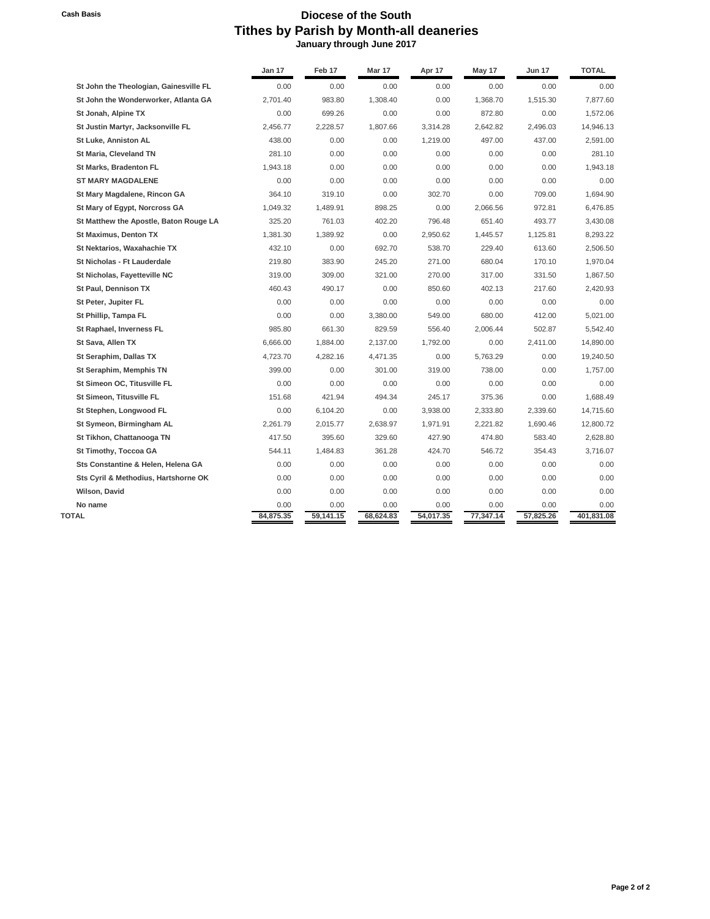Cash Basis

# Diocese of the South
## Tithes by Parish by Month-all deaneries
### January through June 2017

| | Jan 17 | Feb 17 | Mar 17 | Apr 17 | May 17 | Jun 17 | TOTAL |
|---|---|---|---|---|---|---|---|
| St John the Theologian, Gainesville FL | 0.00 | 0.00 | 0.00 | 0.00 | 0.00 | 0.00 | 0.00 |
| St John the Wonderworker, Atlanta GA | 2,701.40 | 983.80 | 1,308.40 | 0.00 | 1,368.70 | 1,515.30 | 7,877.60 |
| St Jonah, Alpine TX | 0.00 | 699.26 | 0.00 | 0.00 | 872.80 | 0.00 | 1,572.06 |
| St Justin Martyr, Jacksonville FL | 2,456.77 | 2,228.57 | 1,807.66 | 3,314.28 | 2,642.82 | 2,496.03 | 14,946.13 |
| St Luke, Anniston AL | 438.00 | 0.00 | 0.00 | 1,219.00 | 497.00 | 437.00 | 2,591.00 |
| St Maria, Cleveland TN | 281.10 | 0.00 | 0.00 | 0.00 | 0.00 | 0.00 | 281.10 |
| St Marks, Bradenton FL | 1,943.18 | 0.00 | 0.00 | 0.00 | 0.00 | 0.00 | 1,943.18 |
| ST MARY MAGDALENE | 0.00 | 0.00 | 0.00 | 0.00 | 0.00 | 0.00 | 0.00 |
| St Mary Magdalene, Rincon GA | 364.10 | 319.10 | 0.00 | 302.70 | 0.00 | 709.00 | 1,694.90 |
| St Mary of Egypt, Norcross GA | 1,049.32 | 1,489.91 | 898.25 | 0.00 | 2,066.56 | 972.81 | 6,476.85 |
| St Matthew the Apostle, Baton Rouge LA | 325.20 | 761.03 | 402.20 | 796.48 | 651.40 | 493.77 | 3,430.08 |
| St Maximus, Denton TX | 1,381.30 | 1,389.92 | 0.00 | 2,950.62 | 1,445.57 | 1,125.81 | 8,293.22 |
| St Nektarios, Waxahachie TX | 432.10 | 0.00 | 692.70 | 538.70 | 229.40 | 613.60 | 2,506.50 |
| St Nicholas - Ft Lauderdale | 219.80 | 383.90 | 245.20 | 271.00 | 680.04 | 170.10 | 1,970.04 |
| St Nicholas, Fayetteville NC | 319.00 | 309.00 | 321.00 | 270.00 | 317.00 | 331.50 | 1,867.50 |
| St Paul, Dennison TX | 460.43 | 490.17 | 0.00 | 850.60 | 402.13 | 217.60 | 2,420.93 |
| St Peter, Jupiter FL | 0.00 | 0.00 | 0.00 | 0.00 | 0.00 | 0.00 | 0.00 |
| St Phillip, Tampa FL | 0.00 | 0.00 | 3,380.00 | 549.00 | 680.00 | 412.00 | 5,021.00 |
| St Raphael, Inverness FL | 985.80 | 661.30 | 829.59 | 556.40 | 2,006.44 | 502.87 | 5,542.40 |
| St Sava, Allen TX | 6,666.00 | 1,884.00 | 2,137.00 | 1,792.00 | 0.00 | 2,411.00 | 14,890.00 |
| St Seraphim, Dallas TX | 4,723.70 | 4,282.16 | 4,471.35 | 0.00 | 5,763.29 | 0.00 | 19,240.50 |
| St Seraphim, Memphis TN | 399.00 | 0.00 | 301.00 | 319.00 | 738.00 | 0.00 | 1,757.00 |
| St Simeon OC, Titusville FL | 0.00 | 0.00 | 0.00 | 0.00 | 0.00 | 0.00 | 0.00 |
| St Simeon, Titusville FL | 151.68 | 421.94 | 494.34 | 245.17 | 375.36 | 0.00 | 1,688.49 |
| St Stephen, Longwood FL | 0.00 | 6,104.20 | 0.00 | 3,938.00 | 2,333.80 | 2,339.60 | 14,715.60 |
| St Symeon, Birmingham AL | 2,261.79 | 2,015.77 | 2,638.97 | 1,971.91 | 2,221.82 | 1,690.46 | 12,800.72 |
| St Tikhon, Chattanooga TN | 417.50 | 395.60 | 329.60 | 427.90 | 474.80 | 583.40 | 2,628.80 |
| St Timothy, Toccoa GA | 544.11 | 1,484.83 | 361.28 | 424.70 | 546.72 | 354.43 | 3,716.07 |
| Sts Constantine & Helen, Helena GA | 0.00 | 0.00 | 0.00 | 0.00 | 0.00 | 0.00 | 0.00 |
| Sts Cyril & Methodius, Hartshorne OK | 0.00 | 0.00 | 0.00 | 0.00 | 0.00 | 0.00 | 0.00 |
| Wilson, David | 0.00 | 0.00 | 0.00 | 0.00 | 0.00 | 0.00 | 0.00 |
| No name | 0.00 | 0.00 | 0.00 | 0.00 | 0.00 | 0.00 | 0.00 |
| TOTAL | 84,875.35 | 59,141.15 | 68,624.83 | 54,017.35 | 77,347.14 | 57,825.26 | 401,831.08 |